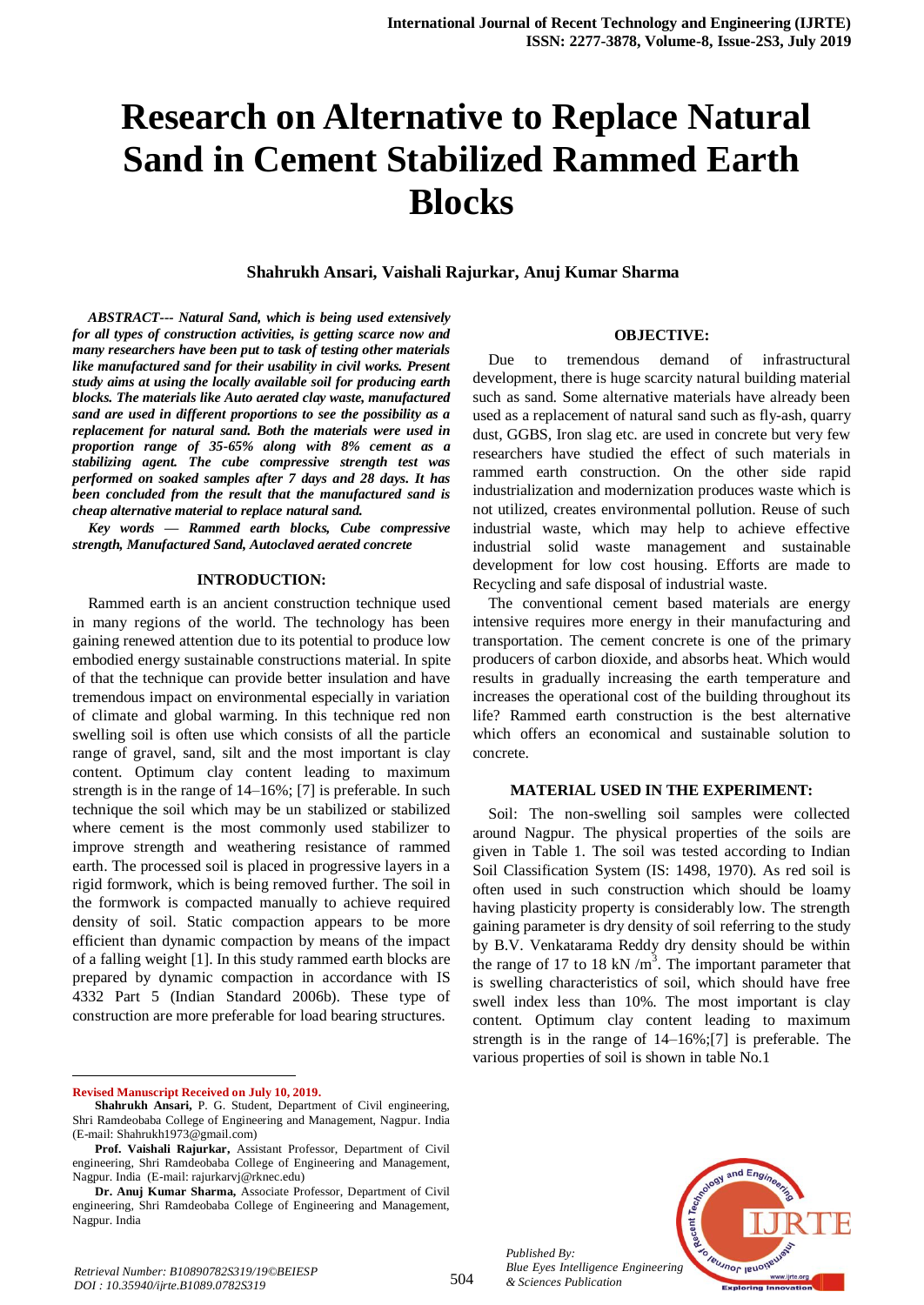# Research on Alternative to Replace Natural Sand in Cement Stabilized Rammed Earth Blocks

**Shahrukh Ansari, Vaishali Rajurkar, Anuj Kumar Sharma**

***ABSTRACT--- Natural Sand, which is being used extensively for all types of construction activities, is getting scarce now and many researchers have been put to task of testing other materials like manufactured sand for their usability in civil works. Present study aims at using the locally available soil for producing earth blocks. The materials like Auto aerated clay waste, manufactured sand are used in different proportions to see the possibility as a replacement for natural sand. Both the materials were used in proportion range of 35-65% along with 8% cement as a stabilizing agent. The cube compressive strength test was performed on soaked samples after 7 days and 28 days. It has been concluded from the result that the manufactured sand is cheap alternative material to replace natural sand.***

***Key words — Rammed earth blocks, Cube compressive strength, Manufactured Sand, Autoclaved aerated concrete***

## INTRODUCTION:

Rammed earth is an ancient construction technique used in many regions of the world. The technology has been gaining renewed attention due to its potential to produce low embodied energy sustainable constructions material. In spite of that the technique can provide better insulation and have tremendous impact on environmental especially in variation of climate and global warming. In this technique red non swelling soil is often use which consists of all the particle range of gravel, sand, silt and the most important is clay content. Optimum clay content leading to maximum strength is in the range of 14–16%; [7] is preferable. In such technique the soil which may be un stabilized or stabilized where cement is the most commonly used stabilizer to improve strength and weathering resistance of rammed earth. The processed soil is placed in progressive layers in a rigid formwork, which is being removed further. The soil in the formwork is compacted manually to achieve required density of soil. Static compaction appears to be more efficient than dynamic compaction by means of the impact of a falling weight [1]. In this study rammed earth blocks are prepared by dynamic compaction in accordance with IS 4332 Part 5 (Indian Standard 2006b). These type of construction are more preferable for load bearing structures.

## OBJECTIVE:

Due to tremendous demand of infrastructural development, there is huge scarcity natural building material such as sand. Some alternative materials have already been used as a replacement of natural sand such as fly-ash, quarry dust, GGBS, Iron slag etc. are used in concrete but very few researchers have studied the effect of such materials in rammed earth construction. On the other side rapid industrialization and modernization produces waste which is not utilized, creates environmental pollution. Reuse of such industrial waste, which may help to achieve effective industrial solid waste management and sustainable development for low cost housing. Efforts are made to Recycling and safe disposal of industrial waste.

The conventional cement based materials are energy intensive requires more energy in their manufacturing and transportation. The cement concrete is one of the primary producers of carbon dioxide, and absorbs heat. Which would results in gradually increasing the earth temperature and increases the operational cost of the building throughout its life? Rammed earth construction is the best alternative which offers an economical and sustainable solution to concrete.

## MATERIAL USED IN THE EXPERIMENT:

Soil: The non-swelling soil samples were collected around Nagpur. The physical properties of the soils are given in Table 1. The soil was tested according to Indian Soil Classification System (IS: 1498, 1970). As red soil is often used in such construction which should be loamy having plasticity property is considerably low. The strength gaining parameter is dry density of soil referring to the study by B.V. Venkatarama Reddy dry density should be within the range of 17 to 18 kN /m$^3$. The important parameter that is swelling characteristics of soil, which should have free swell index less than 10%. The most important is clay content. Optimum clay content leading to maximum strength is in the range of 14–16%;[7] is preferable. The various properties of soil is shown in table No.1

---

**Revised Manuscript Received on July 10, 2019.**

**Shahrukh Ansari,** P. G. Student, Department of Civil engineering, Shri Ramdeobaba College of Engineering and Management, Nagpur. India (E-mail: Shahrukh1973@gmail.com)

**Prof. Vaishali Rajurkar,** Assistant Professor, Department of Civil engineering, Shri Ramdeobaba College of Engineering and Management, Nagpur. India (E-mail: rajurkarvj@rknec.edu)

**Dr. Anuj Kumar Sharma,** Associate Professor, Department of Civil engineering, Shri Ramdeobaba College of Engineering and Management, Nagpur. India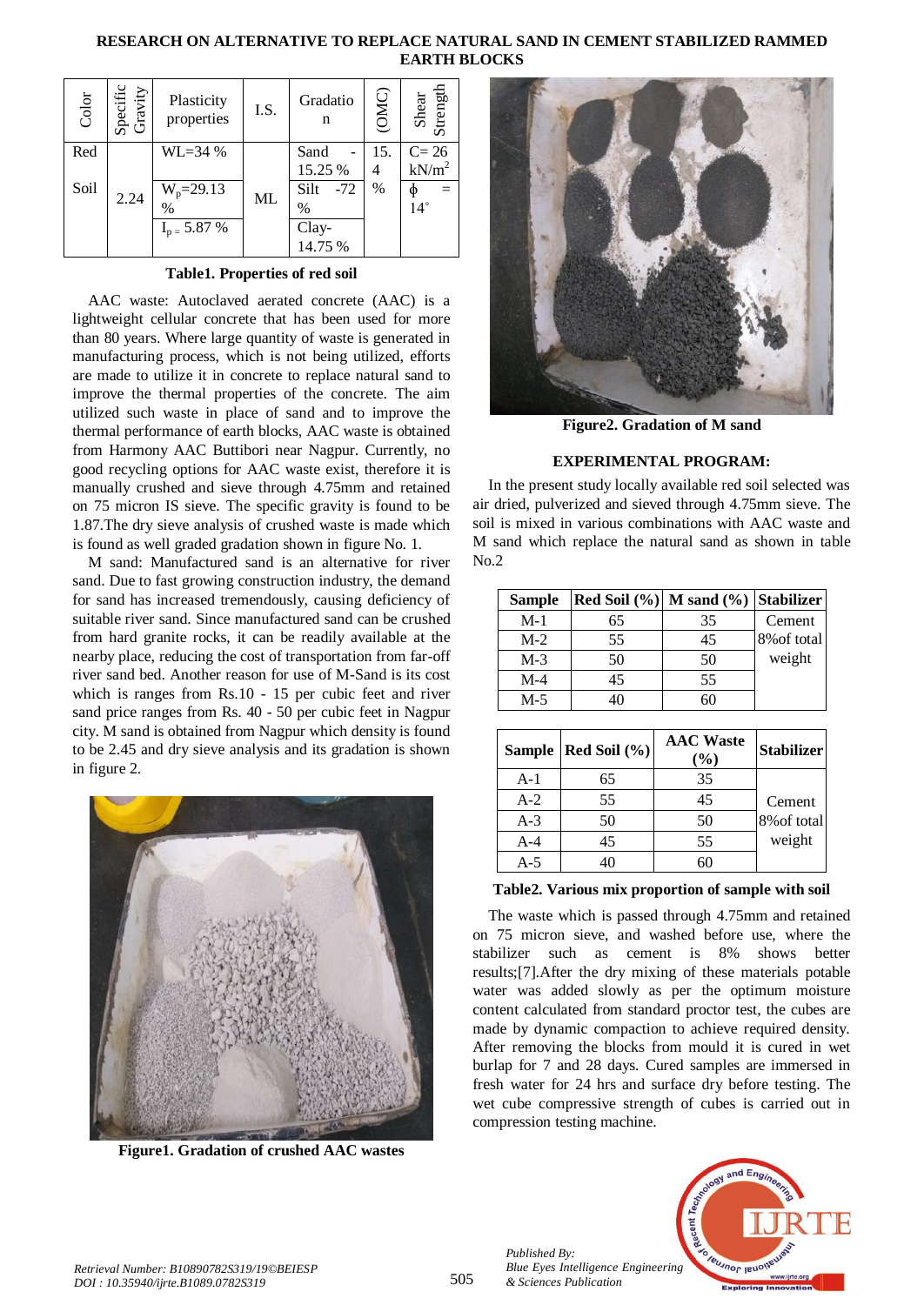| Color | Specific Gravity | Plasticity properties | I.S. | Gradation | (OMC) | Shear Strength |
|---|---|---|---|---|---|---|
| Red Soil | 2.24 | WL=34 % | ML | Sand - 15.25 % | 15.4 % | C= 26 $kN/m^2$ |
| | | $W_p$=29.13 % | | Silt -72 % | | $\phi$ = 14° |
| | | $I_p$ = 5.87 % | | Clay- 14.75 % | | |

**Table1. Properties of red soil**

AAC waste: Autoclaved aerated concrete (AAC) is a lightweight cellular concrete that has been used for more than 80 years. Where large quantity of waste is generated in manufacturing process, which is not being utilized, efforts are made to utilize it in concrete to replace natural sand to improve the thermal properties of the concrete. The aim utilized such waste in place of sand and to improve the thermal performance of earth blocks, AAC waste is obtained from Harmony AAC Buttibori near Nagpur. Currently, no good recycling options for AAC waste exist, therefore it is manually crushed and sieve through 4.75mm and retained on 75 micron IS sieve. The specific gravity is found to be 1.87.The dry sieve analysis of crushed waste is made which is found as well graded gradation shown in figure No. 1.

M sand: Manufactured sand is an alternative for river sand. Due to fast growing construction industry, the demand for sand has increased tremendously, causing deficiency of suitable river sand. Since manufactured sand can be crushed from hard granite rocks, it can be readily available at the nearby place, reducing the cost of transportation from far-off river sand bed. Another reason for use of M-Sand is its cost which is ranges from Rs.10 - 15 per cubic feet and river sand price ranges from Rs. 40 - 50 per cubic feet in Nagpur city. M sand is obtained from Nagpur which density is found to be 2.45 and dry sieve analysis and its gradation is shown in figure 2.

**Figure1. Gradation of crushed AAC wastes**

**Figure2. Gradation of M sand**

## EXPERIMENTAL PROGRAM:

In the present study locally available red soil selected was air dried, pulverized and sieved through 4.75mm sieve. The soil is mixed in various combinations with AAC waste and M sand which replace the natural sand as shown in table No.2

| Sample | Red Soil (%) | M sand (%) | Stabilizer |
|---|---|---|---|
| M-1 | 65 | 35 | Cement 8%of total weight |
| M-2 | 55 | 45 | |
| M-3 | 50 | 50 | |
| M-4 | 45 | 55 | |
| M-5 | 40 | 60 | |

| Sample | Red Soil (%) | AAC Waste (%) | Stabilizer |
|---|---|---|---|
| A-1 | 65 | 35 | Cement 8%of total weight |
| A-2 | 55 | 45 | |
| A-3 | 50 | 50 | |
| A-4 | 45 | 55 | |
| A-5 | 40 | 60 | |

**Table2. Various mix proportion of sample with soil**

The waste which is passed through 4.75mm and retained on 75 micron sieve, and washed before use, where the stabilizer such as cement is 8% shows better results;[7].After the dry mixing of these materials potable water was added slowly as per the optimum moisture content calculated from standard proctor test, the cubes are made by dynamic compaction to achieve required density. After removing the blocks from mould it is cured in wet burlap for 7 and 28 days. Cured samples are immersed in fresh water for 24 hrs and surface dry before testing. The wet cube compressive strength of cubes is carried out in compression testing machine.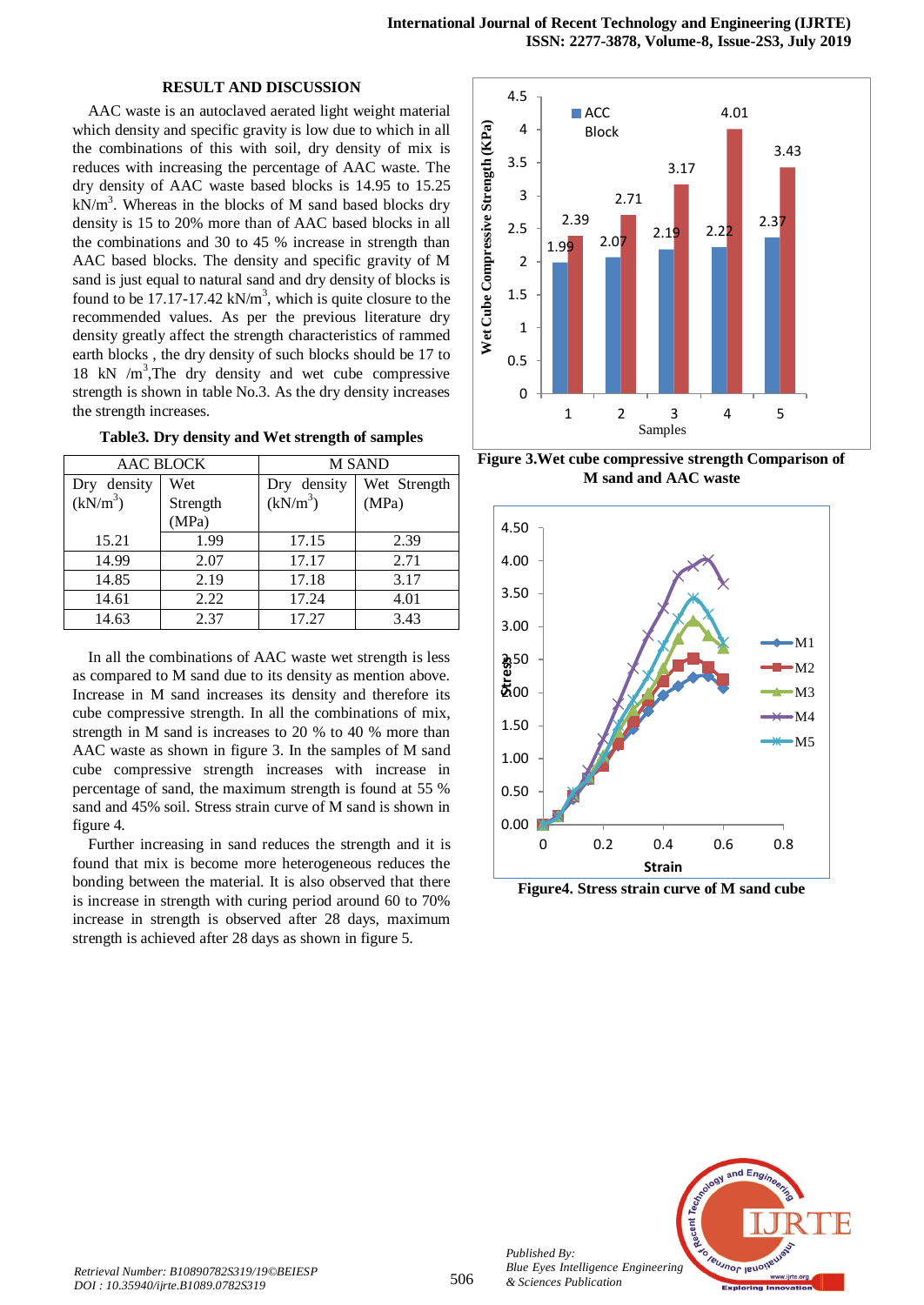## RESULT AND DISCUSSION

AAC waste is an autoclaved aerated light weight material which density and specific gravity is low due to which in all the combinations of this with soil, dry density of mix is reduces with increasing the percentage of AAC waste. The dry density of AAC waste based blocks is 14.95 to 15.25 $kN/m^3$. Whereas in the blocks of M sand based blocks dry density is 15 to 20% more than of AAC based blocks in all the combinations and 30 to 45 % increase in strength than AAC based blocks. The density and specific gravity of M sand is just equal to natural sand and dry density of blocks is found to be 17.17-17.42 $kN/m^3$, which is quite closure to the recommended values. As per the previous literature dry density greatly affect the strength characteristics of rammed earth blocks , the dry density of such blocks should be 17 to 18 kN $/m^3$,The dry density and wet cube compressive strength is shown in table No.3. As the dry density increases the strength increases.

**Table3. Dry density and Wet strength of samples**

| AAC BLOCK | | M SAND | |
|---|---|---|---|
| Dry density ($kN/m^3$) | Wet Strength (MPa) | Dry density ($kN/m^3$) | Wet Strength (MPa) |
| 15.21 | 1.99 | 17.15 | 2.39 |
| 14.99 | 2.07 | 17.17 | 2.71 |
| 14.85 | 2.19 | 17.18 | 3.17 |
| 14.61 | 2.22 | 17.24 | 4.01 |
| 14.63 | 2.37 | 17.27 | 3.43 |

In all the combinations of AAC waste wet strength is less as compared to M sand due to its density as mention above. Increase in M sand increases its density and therefore its cube compressive strength. In all the combinations of mix, strength in M sand is increases to 20 % to 40 % more than AAC waste as shown in figure 3. In the samples of M sand cube compressive strength increases with increase in percentage of sand, the maximum strength is found at 55 % sand and 45% soil. Stress strain curve of M sand is shown in figure 4.

Further increasing in sand reduces the strength and it is found that mix is become more heterogeneous reduces the bonding between the material. It is also observed that there is increase in strength with curing period around 60 to 70% increase in strength is observed after 28 days, maximum strength is achieved after 28 days as shown in figure 5.

**Figure 3.Wet cube compressive strength Comparison of M sand and AAC waste**

**Figure4. Stress strain curve of M sand cube**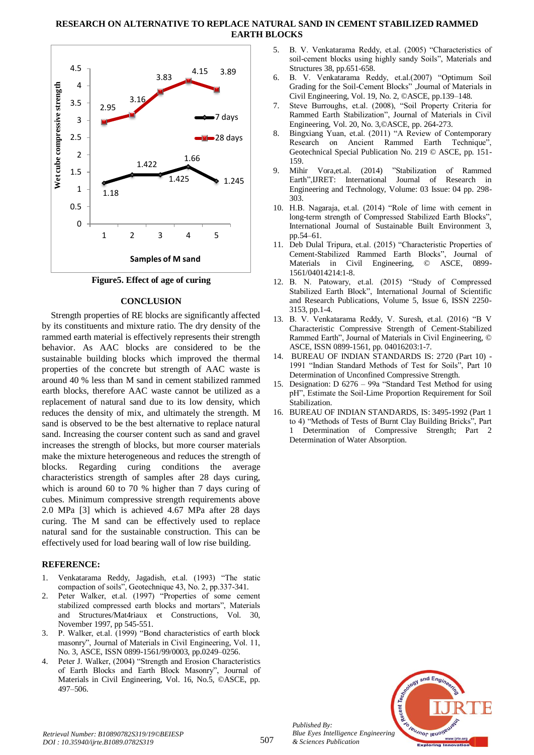4.5
4
3.5
3
2.5
2
1.5
1
0.5
0

Wet cube compressive strength

2.95
3.16
3.83
4.15
3.89

1.18
1.422
1.425
1.66
1.245

7 days
28 days

1 2 3 4 5

Samples of M sand

**Figure5. Effect of age of curing**

## CONCLUSION

Strength properties of RE blocks are significantly affected by its constituents and mixture ratio. The dry density of the rammed earth material is effectively represents their strength behavior. As AAC blocks are considered to be the sustainable building blocks which improved the thermal properties of the concrete but strength of AAC waste is around 40 % less than M sand in cement stabilized rammed earth blocks, therefore AAC waste cannot be utilized as a replacement of natural sand due to its low density, which reduces the density of mix, and ultimately the strength. M sand is observed to be the best alternative to replace natural sand. Increasing the courser content such as sand and gravel increases the strength of blocks, but more courser materials make the mixture heterogeneous and reduces the strength of blocks. Regarding curing conditions the average characteristics strength of samples after 28 days curing, which is around 60 to 70 % higher than 7 days curing of cubes. Minimum compressive strength requirements above 2.0 MPa [3] which is achieved 4.67 MPa after 28 days curing. The M sand can be effectively used to replace natural sand for the sustainable construction. This can be effectively used for load bearing wall of low rise building.

## REFERENCE:

1. Venkatarama Reddy, Jagadish, et.al. (1993) "The static compaction of soils", Geotechnique 43, No. 2, pp.337-341.
2. Peter Walker, et.al. (1997) "Properties of some cement stabilized compressed earth blocks and mortars", Materials and Structures/Mat4riaux et Constructions, Vol. 30, November 1997, pp 545-551.
3. P. Walker, et.al. (1999) "Bond characteristics of earth block masonry", Journal of Materials in Civil Engineering, Vol. 11, No. 3, ASCE, ISSN 0899-1561/99/0003, pp.0249–0256.
4. Peter J. Walker, (2004) "Strength and Erosion Characteristics of Earth Blocks and Earth Block Masonry", Journal of Materials in Civil Engineering, Vol. 16, No.5, ©ASCE, pp. 497–506.
5. B. V. Venkatarama Reddy, et.al. (2005) "Characteristics of soil-cement blocks using highly sandy Soils", Materials and Structures 38, pp.651-658.
6. B. V. Venkatarama Reddy, et.al.(2007) "Optimum Soil Grading for the Soil-Cement Blocks" ,Journal of Materials in Civil Engineering, Vol. 19, No. 2, ©ASCE, pp.139–148.
7. Steve Burroughs, et.al. (2008), "Soil Property Criteria for Rammed Earth Stabilization", Journal of Materials in Civil Engineering, Vol. 20, No. 3,©ASCE, pp. 264-273.
8. Bingxiang Yuan, et.al. (2011) "A Review of Contemporary Research on Ancient Rammed Earth Technique", Geotechnical Special Publication No. 219 © ASCE, pp. 151-159.
9. Mihir Vora,et.al. (2014) "Stabilization of Rammed Earth",IJRET: International Journal of Research in Engineering and Technology, Volume: 03 Issue: 04 pp. 298-303.
10. H.B. Nagaraja, et.al. (2014) "Role of lime with cement in long-term strength of Compressed Stabilized Earth Blocks", International Journal of Sustainable Built Environment 3, pp.54–61.
11. Deb Dulal Tripura, et.al. (2015) "Characteristic Properties of Cement-Stabilized Rammed Earth Blocks", Journal of Materials in Civil Engineering, © ASCE, 0899-1561/04014214:1-8.
12. B. N. Patowary, et.al. (2015) "Study of Compressed Stabilized Earth Block", International Journal of Scientific and Research Publications, Volume 5, Issue 6, ISSN 2250-3153, pp.1-4.
13. B. V. Venkatarama Reddy, V. Suresh, et.al. (2016) "B V Characteristic Compressive Strength of Cement-Stabilized Rammed Earth", Journal of Materials in Civil Engineering, © ASCE, ISSN 0899-1561, pp. 04016203:1-7.
14. BUREAU OF INDIAN STANDARDS IS: 2720 (Part 10) - 1991 "Indian Standard Methods of Test for Soils", Part 10 Determination of Unconfined Compressive Strength.
15. Designation: D 6276 – 99a "Standard Test Method for using pH", Estimate the Soil-Lime Proportion Requirement for Soil Stabilization.
16. BUREAU OF INDIAN STANDARDS, IS: 3495-1992 (Part 1 to 4) "Methods of Tests of Burnt Clay Building Bricks", Part 1 Determination of Compressive Strength; Part 2 Determination of Water Absorption.